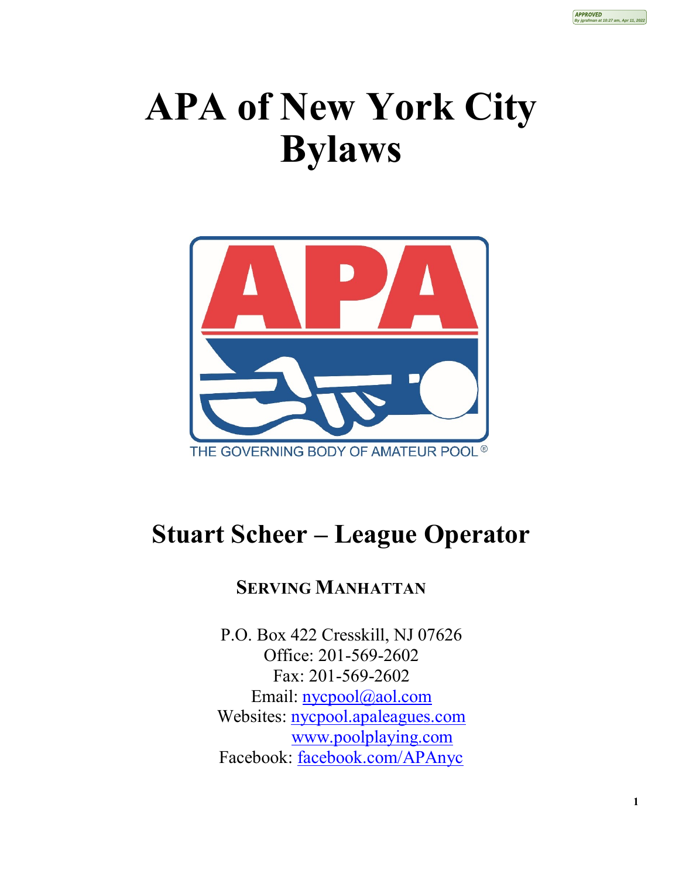# APA of New York City Bylaws

THE GOVERNING BODY OF AMATEUR POOL®

## Stuart Scheer – League Operator

### SERVING MANHATTAN

P.O. Box 422 Cresskill, NJ 07626
Office: 201-569-2602
Fax: 201-569-2602
Email: nycpool@aol.com
Websites: nycpool.apaleagues.com
www.poolplaying.com
Facebook: facebook.com/APAnyc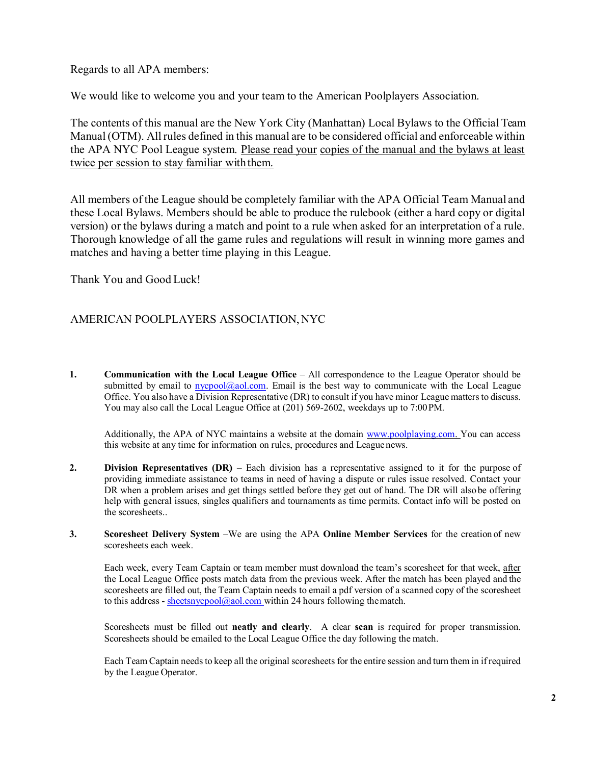Regards to all APA members:

We would like to welcome you and your team to the American Poolplayers Association.

The contents of this manual are the New York City (Manhattan) Local Bylaws to the Official Team Manual (OTM). All rules defined in this manual are to be considered official and enforceable within the APA NYC Pool League system. <u>Please read your copies of the manual and the bylaws at least twice per session to stay familiar with them.</u>

All members of the League should be completely familiar with the APA Official Team Manual and these Local Bylaws. Members should be able to produce the rulebook (either a hard copy or digital version) or the bylaws during a match and point to a rule when asked for an interpretation of a rule. Thorough knowledge of all the game rules and regulations will result in winning more games and matches and having a better time playing in this League.

Thank You and Good Luck!

AMERICAN POOLPLAYERS ASSOCIATION, NYC

1. **Communication with the Local League Office** – All correspondence to the League Operator should be submitted by email to nycpool@aol.com. Email is the best way to communicate with the Local League Office. You also have a Division Representative (DR) to consult if you have minor League matters to discuss. You may also call the Local League Office at (201) 569-2602, weekdays up to 7:00 PM.

   Additionally, the APA of NYC maintains a website at the domain www.poolplaying.com. You can access this website at any time for information on rules, procedures and League news.

2. **Division Representatives (DR)** – Each division has a representative assigned to it for the purpose of providing immediate assistance to teams in need of having a dispute or rules issue resolved. Contact your DR when a problem arises and get things settled before they get out of hand. The DR will also be offering help with general issues, singles qualifiers and tournaments as time permits. Contact info will be posted on the scoresheets..

3. **Scoresheet Delivery System** –We are using the APA **Online Member Services** for the creation of new scoresheets each week.

   Each week, every Team Captain or team member must download the team's scoresheet for that week, <u>after</u> the Local League Office posts match data from the previous week. After the match has been played and the scoresheets are filled out, the Team Captain needs to email a pdf version of a scanned copy of the scoresheet to this address - sheetsnycpool@aol.com within 24 hours following the match.

   Scoresheets must be filled out **neatly and clearly**. A clear **scan** is required for proper transmission. Scoresheets should be emailed to the Local League Office the day following the match.

   Each Team Captain needs to keep all the original scoresheets for the entire session and turn them in if required by the League Operator.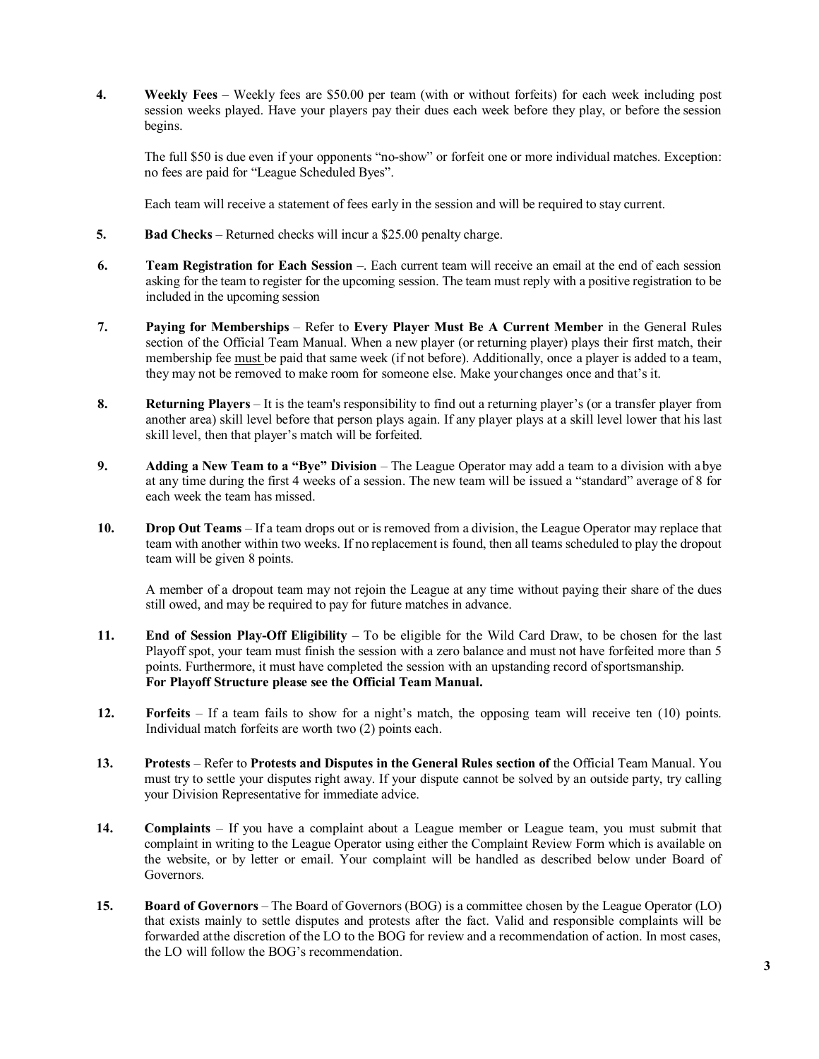4. **Weekly Fees** – Weekly fees are $50.00 per team (with or without forfeits) for each week including post session weeks played. Have your players pay their dues each week before they play, or before the session begins.

   The full $50 is due even if your opponents "no-show" or forfeit one or more individual matches. Exception: no fees are paid for "League Scheduled Byes".

   Each team will receive a statement of fees early in the session and will be required to stay current.

5. **Bad Checks** – Returned checks will incur a $25.00 penalty charge.

6. **Team Registration for Each Session** –. Each current team will receive an email at the end of each session asking for the team to register for the upcoming session. The team must reply with a positive registration to be included in the upcoming session

7. **Paying for Memberships** – Refer to **Every Player Must Be A Current Member** in the General Rules section of the Official Team Manual. When a new player (or returning player) plays their first match, their membership fee <u>must</u> be paid that same week (if not before). Additionally, once a player is added to a team, they may not be removed to make room for someone else. Make your changes once and that's it.

8. **Returning Players** – It is the team's responsibility to find out a returning player's (or a transfer player from another area) skill level before that person plays again. If any player plays at a skill level lower that his last skill level, then that player's match will be forfeited.

9. **Adding a New Team to a "Bye" Division** – The League Operator may add a team to a division with a bye at any time during the first 4 weeks of a session. The new team will be issued a "standard" average of 8 for each week the team has missed.

10. **Drop Out Teams** – If a team drops out or is removed from a division, the League Operator may replace that team with another within two weeks. If no replacement is found, then all teams scheduled to play the dropout team will be given 8 points.

    A member of a dropout team may not rejoin the League at any time without paying their share of the dues still owed, and may be required to pay for future matches in advance.

11. **End of Session Play-Off Eligibility** – To be eligible for the Wild Card Draw, to be chosen for the last Playoff spot, your team must finish the session with a zero balance and must not have forfeited more than 5 points. Furthermore, it must have completed the session with an upstanding record of sportsmanship.
    **For Playoff Structure please see the Official Team Manual.**

12. **Forfeits** – If a team fails to show for a night's match, the opposing team will receive ten (10) points. Individual match forfeits are worth two (2) points each.

13. **Protests** – Refer to **Protests and Disputes in the General Rules section of** the Official Team Manual. You must try to settle your disputes right away. If your dispute cannot be solved by an outside party, try calling your Division Representative for immediate advice.

14. **Complaints** – If you have a complaint about a League member or League team, you must submit that complaint in writing to the League Operator using either the Complaint Review Form which is available on the website, or by letter or email. Your complaint will be handled as described below under Board of Governors.

15. **Board of Governors** – The Board of Governors (BOG) is a committee chosen by the League Operator (LO) that exists mainly to settle disputes and protests after the fact. Valid and responsible complaints will be forwarded at the discretion of the LO to the BOG for review and a recommendation of action. In most cases, the LO will follow the BOG's recommendation.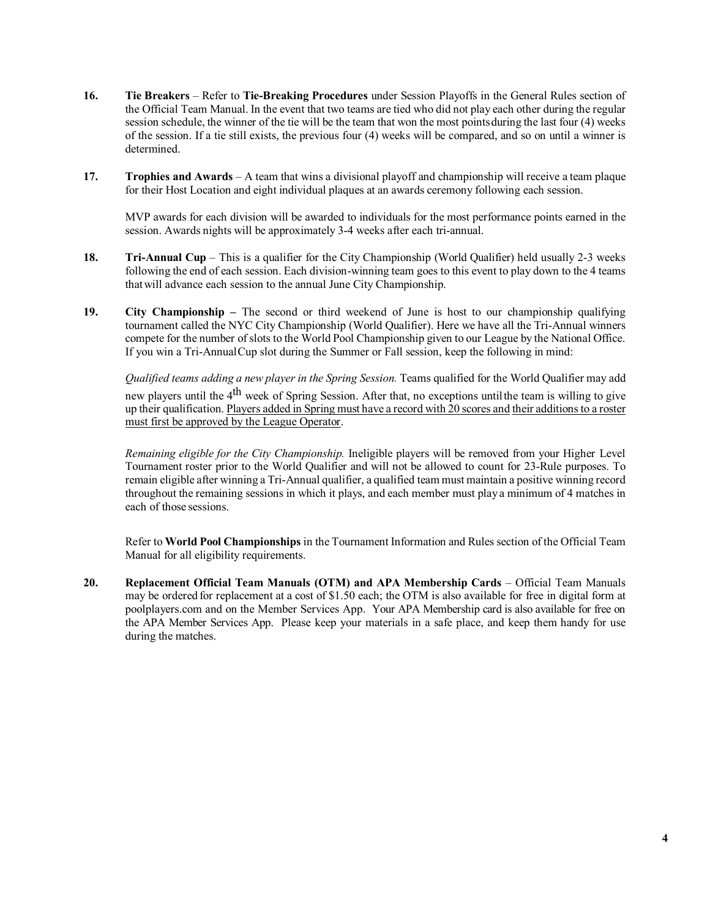16. **Tie Breakers** – Refer to **Tie-Breaking Procedures** under Session Playoffs in the General Rules section of the Official Team Manual. In the event that two teams are tied who did not play each other during the regular session schedule, the winner of the tie will be the team that won the most points during the last four (4) weeks of the session. If a tie still exists, the previous four (4) weeks will be compared, and so on until a winner is determined.

17. **Trophies and Awards** – A team that wins a divisional playoff and championship will receive a team plaque for their Host Location and eight individual plaques at an awards ceremony following each session.

    MVP awards for each division will be awarded to individuals for the most performance points earned in the session. Awards nights will be approximately 3-4 weeks after each tri-annual.

18. **Tri-Annual Cup** – This is a qualifier for the City Championship (World Qualifier) held usually 2-3 weeks following the end of each session. Each division-winning team goes to this event to play down to the 4 teams that will advance each session to the annual June City Championship.

19. **City Championship –** The second or third weekend of June is host to our championship qualifying tournament called the NYC City Championship (World Qualifier). Here we have all the Tri-Annual winners compete for the number of slots to the World Pool Championship given to our League by the National Office. If you win a Tri-Annual Cup slot during the Summer or Fall session, keep the following in mind:

    *Qualified teams adding a new player in the Spring Session.* Teams qualified for the World Qualifier may add new players until the 4th week of Spring Session. After that, no exceptions until the team is willing to give up their qualification. <u>Players added in Spring must have a record with 20 scores and</u> <u>their additions to a roster must first be approved by the League Operator</u>.

    *Remaining eligible for the City Championship.* Ineligible players will be removed from your Higher Level Tournament roster prior to the World Qualifier and will not be allowed to count for 23-Rule purposes. To remain eligible after winning a Tri-Annual qualifier, a qualified team must maintain a positive winning record throughout the remaining sessions in which it plays, and each member must play a minimum of 4 matches in each of those sessions.

    Refer to **World Pool Championships** in the Tournament Information and Rules section of the Official Team Manual for all eligibility requirements.

20. **Replacement Official Team Manuals (OTM) and APA Membership Cards** – Official Team Manuals may be ordered for replacement at a cost of $1.50 each; the OTM is also available for free in digital form at poolplayers.com and on the Member Services App. Your APA Membership card is also available for free on the APA Member Services App. Please keep your materials in a safe place, and keep them handy for use during the matches.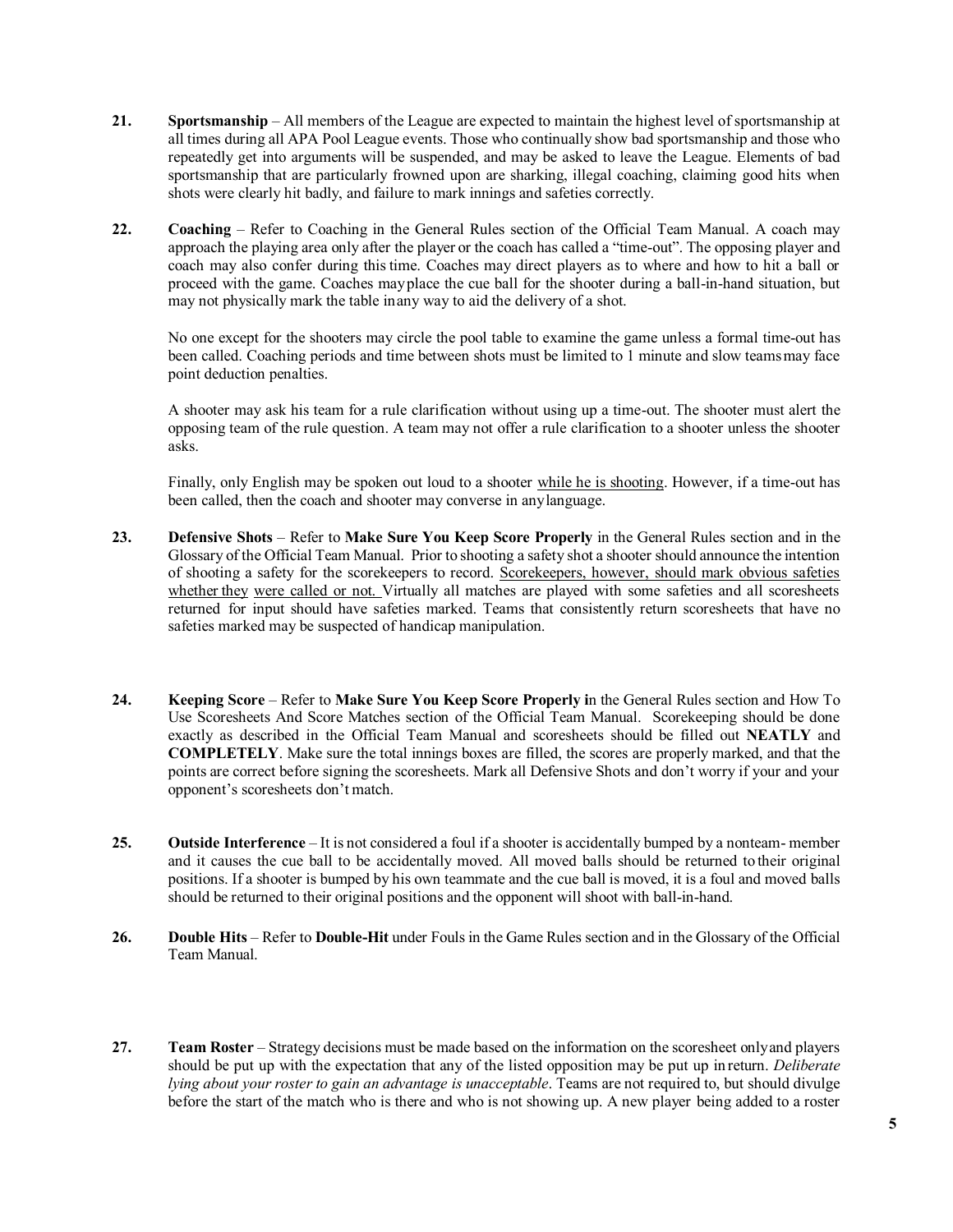21. **Sportsmanship** – All members of the League are expected to maintain the highest level of sportsmanship at all times during all APA Pool League events. Those who continually show bad sportsmanship and those who repeatedly get into arguments will be suspended, and may be asked to leave the League. Elements of bad sportsmanship that are particularly frowned upon are sharking, illegal coaching, claiming good hits when shots were clearly hit badly, and failure to mark innings and safeties correctly.

22. **Coaching** – Refer to Coaching in the General Rules section of the Official Team Manual. A coach may approach the playing area only after the player or the coach has called a "time-out". The opposing player and coach may also confer during this time. Coaches may direct players as to where and how to hit a ball or proceed with the game. Coaches may place the cue ball for the shooter during a ball-in-hand situation, but may not physically mark the table in any way to aid the delivery of a shot.

    No one except for the shooters may circle the pool table to examine the game unless a formal time-out has been called. Coaching periods and time between shots must be limited to 1 minute and slow teams may face point deduction penalties.

    A shooter may ask his team for a rule clarification without using up a time-out. The shooter must alert the opposing team of the rule question. A team may not offer a rule clarification to a shooter unless the shooter asks.

    Finally, only English may be spoken out loud to a shooter <u>while he is shooting</u>. However, if a time-out has been called, then the coach and shooter may converse in any language.

23. **Defensive Shots** – Refer to **Make Sure You Keep Score Properly** in the General Rules section and in the Glossary of the Official Team Manual. Prior to shooting a safety shot a shooter should announce the intention of shooting a safety for the scorekeepers to record. <u>Scorekeepers, however, should mark obvious safeties whether they were called or not.</u> Virtually all matches are played with some safeties and all scoresheets returned for input should have safeties marked. Teams that consistently return scoresheets that have no safeties marked may be suspected of handicap manipulation.

24. **Keeping Score** – Refer to **Make Sure You Keep Score Properly i**n the General Rules section and How To Use Scoresheets And Score Matches section of the Official Team Manual. Scorekeeping should be done exactly as described in the Official Team Manual and scoresheets should be filled out **NEATLY** and **COMPLETELY**. Make sure the total innings boxes are filled, the scores are properly marked, and that the points are correct before signing the scoresheets. Mark all Defensive Shots and don't worry if your and your opponent's scoresheets don't match.

25. **Outside Interference** – It is not considered a foul if a shooter is accidentally bumped by a nonteam- member and it causes the cue ball to be accidentally moved. All moved balls should be returned to their original positions. If a shooter is bumped by his own teammate and the cue ball is moved, it is a foul and moved balls should be returned to their original positions and the opponent will shoot with ball-in-hand.

26. **Double Hits** – Refer to **Double-Hit** under Fouls in the Game Rules section and in the Glossary of the Official Team Manual.

27. **Team Roster** – Strategy decisions must be made based on the information on the scoresheet only and players should be put up with the expectation that any of the listed opposition may be put up in return. *Deliberate lying about your roster to gain an advantage is unacceptable*. Teams are not required to, but should divulge before the start of the match who is there and who is not showing up. A new player being added to a roster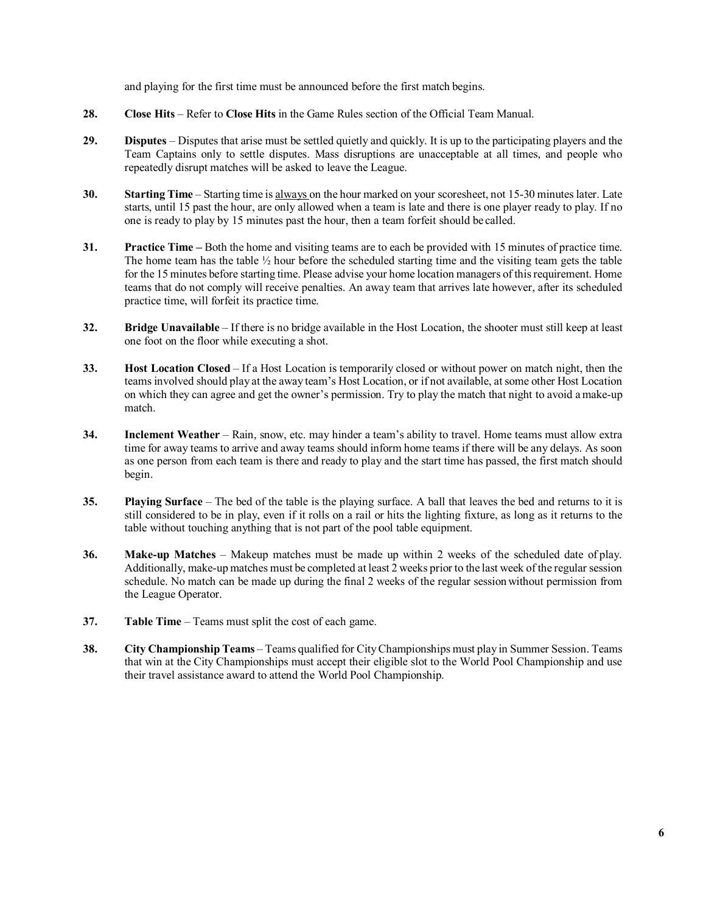and playing for the first time must be announced before the first match begins.

**28.** **Close Hits** – Refer to **Close Hits** in the Game Rules section of the Official Team Manual.

**29.** **Disputes** – Disputes that arise must be settled quietly and quickly. It is up to the participating players and the Team Captains only to settle disputes. Mass disruptions are unacceptable at all times, and people who repeatedly disrupt matches will be asked to leave the League.

**30.** **Starting Time** – Starting time is <u>always</u> on the hour marked on your scoresheet, not 15-30 minutes later. Late starts, until 15 past the hour, are only allowed when a team is late and there is one player ready to play. If no one is ready to play by 15 minutes past the hour, then a team forfeit should be called.

**31.** **Practice Time –** Both the home and visiting teams are to each be provided with 15 minutes of practice time. The home team has the table ½ hour before the scheduled starting time and the visiting team gets the table for the 15 minutes before starting time. Please advise your home location managers of this requirement. Home teams that do not comply will receive penalties. An away team that arrives late however, after its scheduled practice time, will forfeit its practice time.

**32.** **Bridge Unavailable** – If there is no bridge available in the Host Location, the shooter must still keep at least one foot on the floor while executing a shot.

**33.** **Host Location Closed** – If a Host Location is temporarily closed or without power on match night, then the teams involved should play at the away team's Host Location, or if not available, at some other Host Location on which they can agree and get the owner's permission. Try to play the match that night to avoid a make-up match.

**34.** **Inclement Weather** – Rain, snow, etc. may hinder a team's ability to travel. Home teams must allow extra time for away teams to arrive and away teams should inform home teams if there will be any delays. As soon as one person from each team is there and ready to play and the start time has passed, the first match should begin.

**35.** **Playing Surface** – The bed of the table is the playing surface. A ball that leaves the bed and returns to it is still considered to be in play, even if it rolls on a rail or hits the lighting fixture, as long as it returns to the table without touching anything that is not part of the pool table equipment.

**36.** **Make-up Matches** – Makeup matches must be made up within 2 weeks of the scheduled date of play. Additionally, make-up matches must be completed at least 2 weeks prior to the last week of the regular session schedule. No match can be made up during the final 2 weeks of the regular session without permission from the League Operator.

**37.** **Table Time** – Teams must split the cost of each game.

**38.** **City Championship Teams** – Teams qualified for City Championships must play in Summer Session. Teams that win at the City Championships must accept their eligible slot to the World Pool Championship and use their travel assistance award to attend the World Pool Championship.